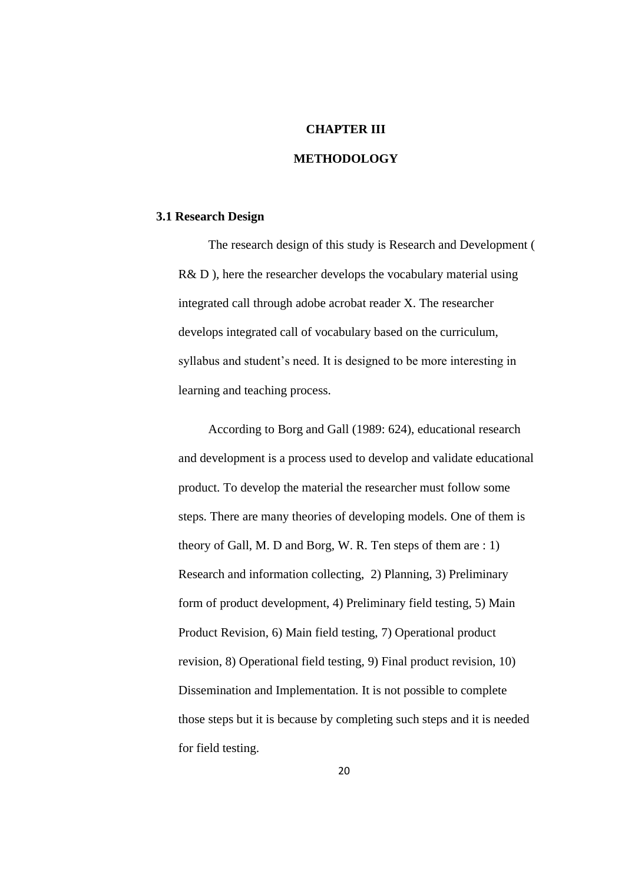# CHAPTER III

# METHODOLOGY

## 3.1 Research Design

The research design of this study is Research and Development ( R& D ), here the researcher develops the vocabulary material using integrated call through adobe acrobat reader X. The researcher develops integrated call of vocabulary based on the curriculum, syllabus and student's need. It is designed to be more interesting in learning and teaching process.

According to Borg and Gall (1989: 624), educational research and development is a process used to develop and validate educational product. To develop the material the researcher must follow some steps. There are many theories of developing models. One of them is theory of Gall, M. D and Borg, W. R. Ten steps of them are : 1) Research and information collecting, 2) Planning, 3) Preliminary form of product development, 4) Preliminary field testing, 5) Main Product Revision, 6) Main field testing, 7) Operational product revision, 8) Operational field testing, 9) Final product revision, 10) Dissemination and Implementation. It is not possible to complete those steps but it is because by completing such steps and it is needed for field testing.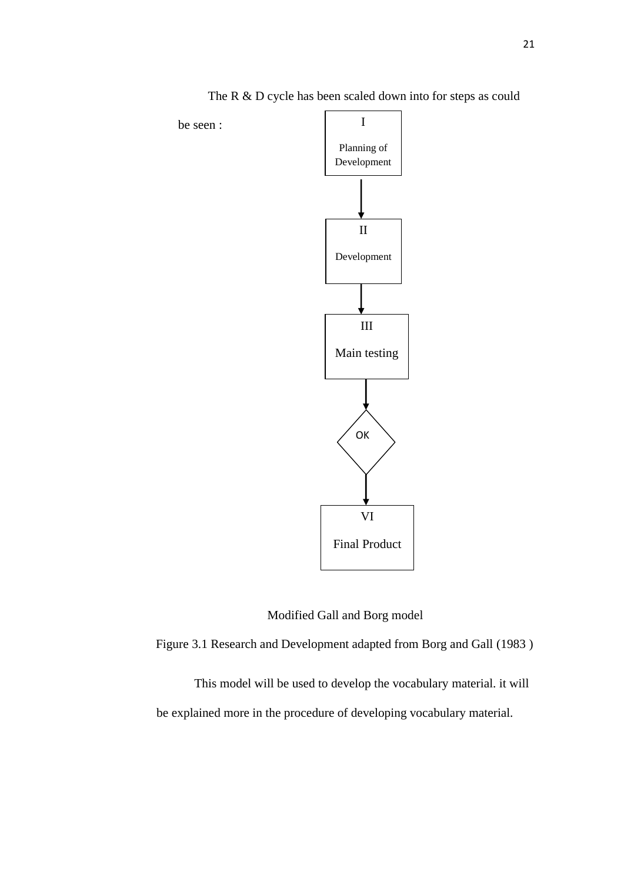The R & D cycle has been scaled down into for steps as could be seen :

I
Planning of Development

II
Development

III
Main testing

OK

VI
Final Product

Modified Gall and Borg model

Figure 3.1 Research and Development adapted from Borg and Gall (1983 )

This model will be used to develop the vocabulary material. it will be explained more in the procedure of developing vocabulary material.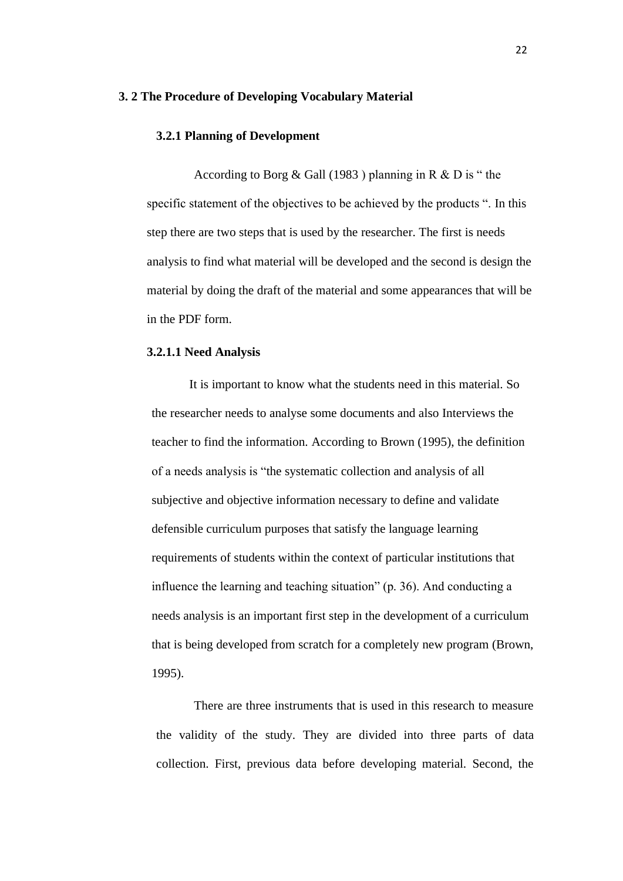## 3. 2 The Procedure of Developing Vocabulary Material

### 3.2.1 Planning of Development

According to Borg & Gall (1983 ) planning in R & D is " the specific statement of the objectives to be achieved by the products ". In this step there are two steps that is used by the researcher. The first is needs analysis to find what material will be developed and the second is design the material by doing the draft of the material and some appearances that will be in the PDF form.

#### 3.2.1.1 Need Analysis

It is important to know what the students need in this material. So the researcher needs to analyse some documents and also Interviews the teacher to find the information. According to Brown (1995), the definition of a needs analysis is "the systematic collection and analysis of all subjective and objective information necessary to define and validate defensible curriculum purposes that satisfy the language learning requirements of students within the context of particular institutions that influence the learning and teaching situation" (p. 36). And conducting a needs analysis is an important first step in the development of a curriculum that is being developed from scratch for a completely new program (Brown, 1995).

There are three instruments that is used in this research to measure the validity of the study. They are divided into three parts of data collection. First, previous data before developing material. Second, the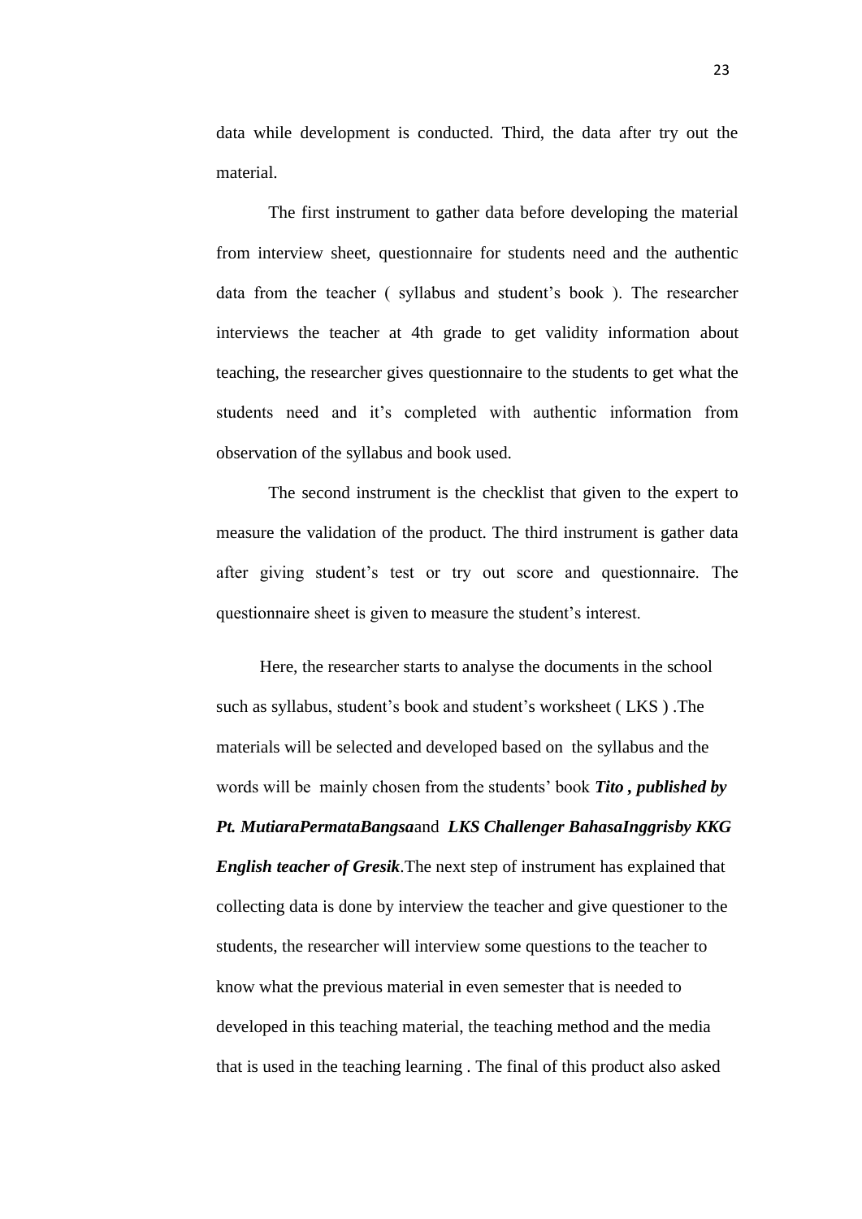data while development is conducted. Third, the data after try out the material.

The first instrument to gather data before developing the material from interview sheet, questionnaire for students need and the authentic data from the teacher ( syllabus and student's book ). The researcher interviews the teacher at 4th grade to get validity information about teaching, the researcher gives questionnaire to the students to get what the students need and it's completed with authentic information from observation of the syllabus and book used.

The second instrument is the checklist that given to the expert to measure the validation of the product. The third instrument is gather data after giving student's test or try out score and questionnaire. The questionnaire sheet is given to measure the student's interest.

Here, the researcher starts to analyse the documents in the school such as syllabus, student's book and student's worksheet ( LKS ) .The materials will be selected and developed based on the syllabus and the words will be mainly chosen from the students' book ***Tito , published by Pt. MutiaraPermataBangsa***and ***LKS Challenger BahasaInggrisby KKG English teacher of Gresik***.The next step of instrument has explained that collecting data is done by interview the teacher and give questioner to the students, the researcher will interview some questions to the teacher to know what the previous material in even semester that is needed to developed in this teaching material, the teaching method and the media that is used in the teaching learning . The final of this product also asked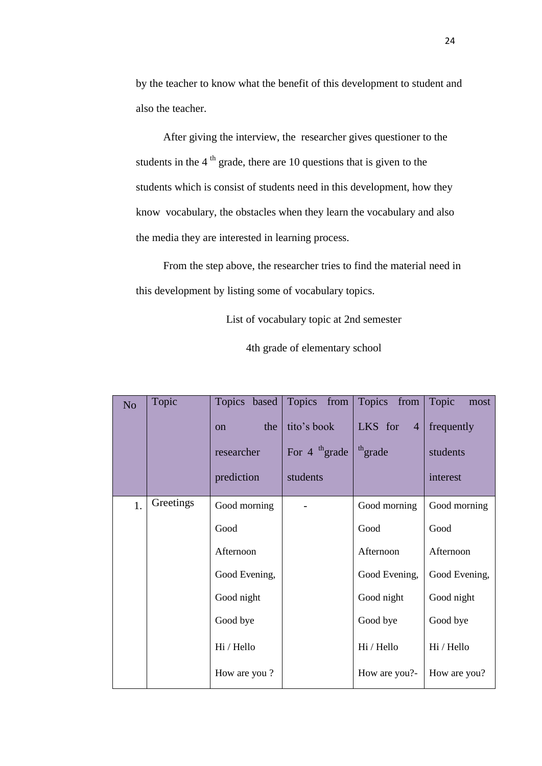by the teacher to know what the benefit of this development to student and also the teacher.

After giving the interview, the researcher gives questioner to the students in the 4 th grade, there are 10 questions that is given to the students which is consist of students need in this development, how they know vocabulary, the obstacles when they learn the vocabulary and also the media they are interested in learning process.

From the step above, the researcher tries to find the material need in this development by listing some of vocabulary topics.

List of vocabulary topic at 2nd semester

4th grade of elementary school

| No | Topic | Topics based on the researcher prediction | Topics from tito's book For 4 th grade students | Topics from LKS for 4 th grade | Topic most frequently students interest |
|---|---|---|---|---|---|
| 1. | Greetings | Good morning<br>Good Afternoon<br>Good Evening,<br>Good night<br>Good bye<br>Hi / Hello<br>How are you ? | - | Good morning<br>Good Afternoon<br>Good Evening,<br>Good night<br>Good bye<br>Hi / Hello<br>How are you?- | Good morning<br>Good Afternoon<br>Good Evening,<br>Good night<br>Good bye<br>Hi / Hello<br>How are you? |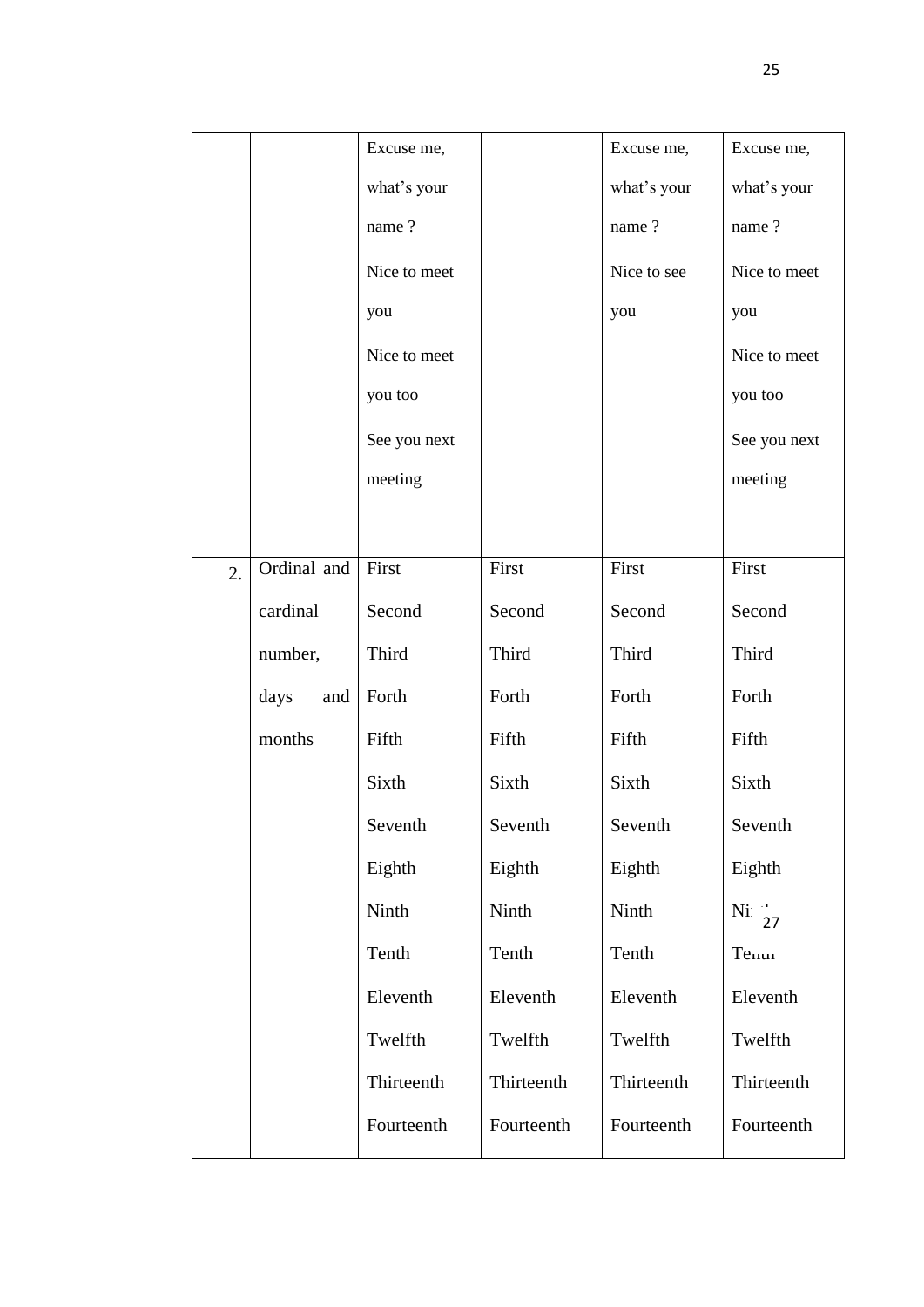| | | | | | |
|---|---|---|---|---|---|
| | | Excuse me, what's your name ? Nice to meet you Nice to meet you too See you next meeting | | Excuse me, what's your name ? Nice to see you | Excuse me, what's your name ? Nice to meet you Nice to meet you too See you next meeting |
| 2. | Ordinal and cardinal number, days and months | First Second Third Forth Fifth Sixth Seventh Eighth Ninth Tenth Eleventh Twelfth Thirteenth Fourteenth | First Second Third Forth Fifth Sixth Seventh Eighth Ninth Tenth Eleventh Twelfth Thirteenth Fourteenth | First Second Third Forth Fifth Sixth Seventh Eighth Ninth Tenth Eleventh Twelfth Thirteenth Fourteenth | First Second Third Forth Fifth Sixth Seventh Eighth Ninth Tenth Eleventh Twelfth Thirteenth Fourteenth |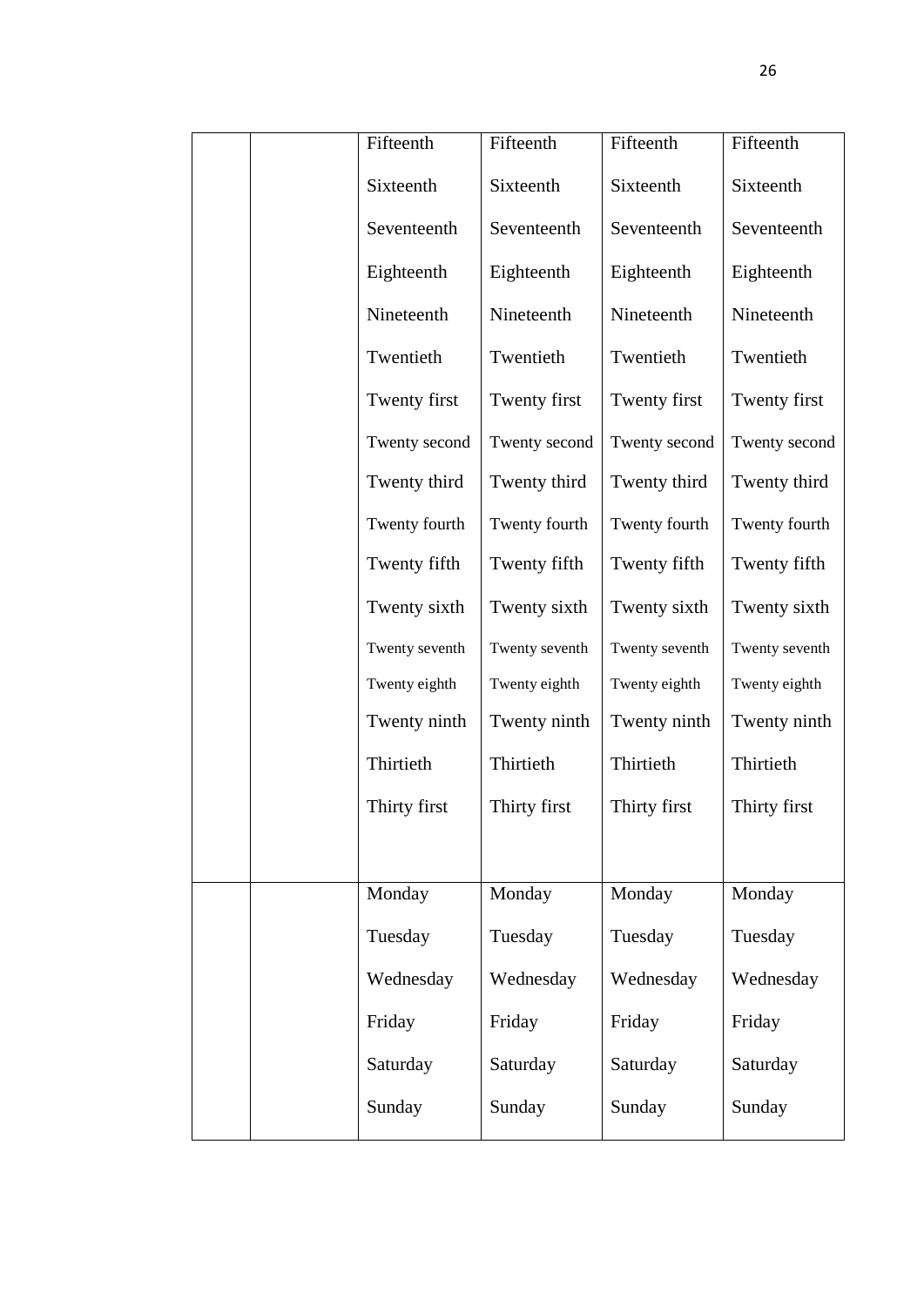| | | | | | |
|---|---|---|---|---|---|
| | | Fifteenth<br>Sixteenth<br>Seventeenth<br>Eighteenth<br>Nineteenth<br>Twentieth<br>Twenty first<br>Twenty second<br>Twenty third<br>Twenty fourth<br>Twenty fifth<br>Twenty sixth<br>Twenty seventh<br>Twenty eighth<br>Twenty ninth<br>Thirtieth<br>Thirty first | Fifteenth<br>Sixteenth<br>Seventeenth<br>Eighteenth<br>Nineteenth<br>Twentieth<br>Twenty first<br>Twenty second<br>Twenty third<br>Twenty fourth<br>Twenty fifth<br>Twenty sixth<br>Twenty seventh<br>Twenty eighth<br>Twenty ninth<br>Thirtieth<br>Thirty first | Fifteenth<br>Sixteenth<br>Seventeenth<br>Eighteenth<br>Nineteenth<br>Twentieth<br>Twenty first<br>Twenty second<br>Twenty third<br>Twenty fourth<br>Twenty fifth<br>Twenty sixth<br>Twenty seventh<br>Twenty eighth<br>Twenty ninth<br>Thirtieth<br>Thirty first | Fifteenth<br>Sixteenth<br>Seventeenth<br>Eighteenth<br>Nineteenth<br>Twentieth<br>Twenty first<br>Twenty second<br>Twenty third<br>Twenty fourth<br>Twenty fifth<br>Twenty sixth<br>Twenty seventh<br>Twenty eighth<br>Twenty ninth<br>Thirtieth<br>Thirty first |
| | | Monday<br>Tuesday<br>Wednesday<br>Friday<br>Saturday<br>Sunday | Monday<br>Tuesday<br>Wednesday<br>Friday<br>Saturday<br>Sunday | Monday<br>Tuesday<br>Wednesday<br>Friday<br>Saturday<br>Sunday | Monday<br>Tuesday<br>Wednesday<br>Friday<br>Saturday<br>Sunday |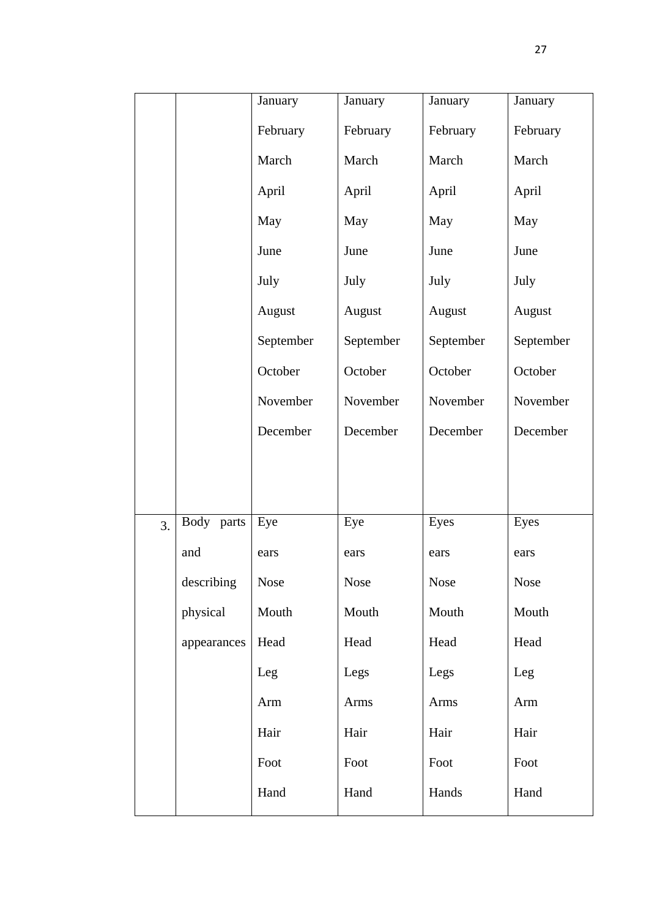| | | | | | |
|---|---|---|---|---|---|
| | | January<br>February<br>March<br>April<br>May<br>June<br>July<br>August<br>September<br>October<br>November<br>December | January<br>February<br>March<br>April<br>May<br>June<br>July<br>August<br>September<br>October<br>November<br>December | January<br>February<br>March<br>April<br>May<br>June<br>July<br>August<br>September<br>October<br>November<br>December | January<br>February<br>March<br>April<br>May<br>June<br>July<br>August<br>September<br>October<br>November<br>December |
| 3. | Body parts and describing physical appearances | Eye<br>ears<br>Nose<br>Mouth<br>Head<br>Leg<br>Arm<br>Hair<br>Foot<br>Hand | Eye<br>ears<br>Nose<br>Mouth<br>Head<br>Legs<br>Arms<br>Hair<br>Foot<br>Hand | Eyes<br>ears<br>Nose<br>Mouth<br>Head<br>Legs<br>Arms<br>Hair<br>Foot<br>Hands | Eyes<br>ears<br>Nose<br>Mouth<br>Head<br>Leg<br>Arm<br>Hair<br>Foot<br>Hand |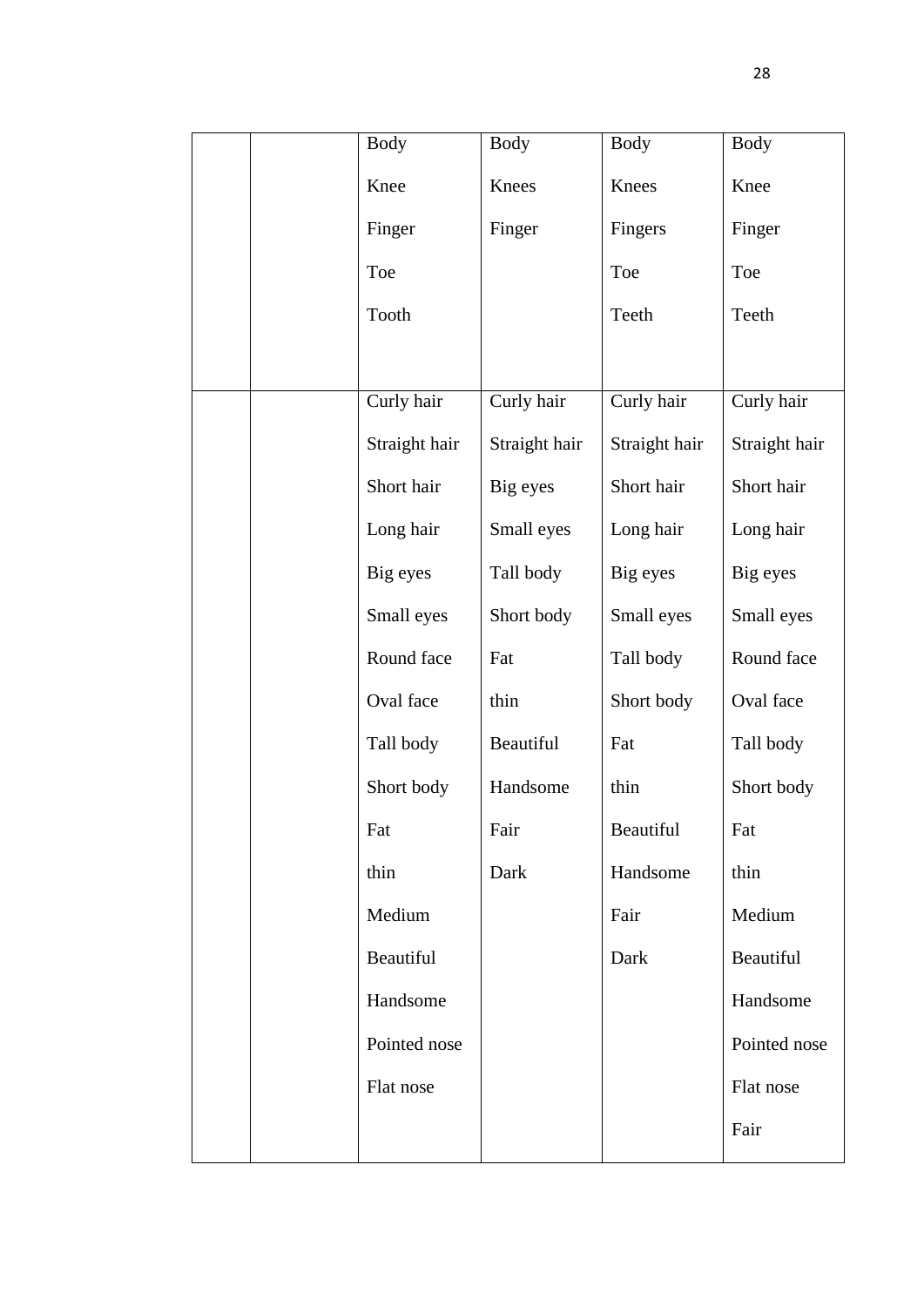|  |  |  |  |  |  |
|---|---|---|---|---|---|
|  |  | Body<br>Knee<br>Finger<br>Toe<br>Tooth | Body<br>Knees<br>Finger | Body<br>Knees<br>Fingers<br>Toe<br>Teeth | Body<br>Knee<br>Finger<br>Toe<br>Teeth |
|  |  | Curly hair<br>Straight hair<br>Short hair<br>Long hair<br>Big eyes<br>Small eyes<br>Round face<br>Oval face<br>Tall body<br>Short body<br>Fat<br>thin<br>Medium<br>Beautiful<br>Handsome<br>Pointed nose<br>Flat nose | Curly hair<br>Straight hair<br>Big eyes<br>Small eyes<br>Tall body<br>Short body<br>Fat<br>thin<br>Beautiful<br>Handsome<br>Fair<br>Dark | Curly hair<br>Straight hair<br>Short hair<br>Long hair<br>Big eyes<br>Small eyes<br>Tall body<br>Short body<br>Fat<br>thin<br>Beautiful<br>Handsome<br>Fair<br>Dark | Curly hair<br>Straight hair<br>Short hair<br>Long hair<br>Big eyes<br>Small eyes<br>Round face<br>Oval face<br>Tall body<br>Short body<br>Fat<br>thin<br>Medium<br>Beautiful<br>Handsome<br>Pointed nose<br>Flat nose<br>Fair |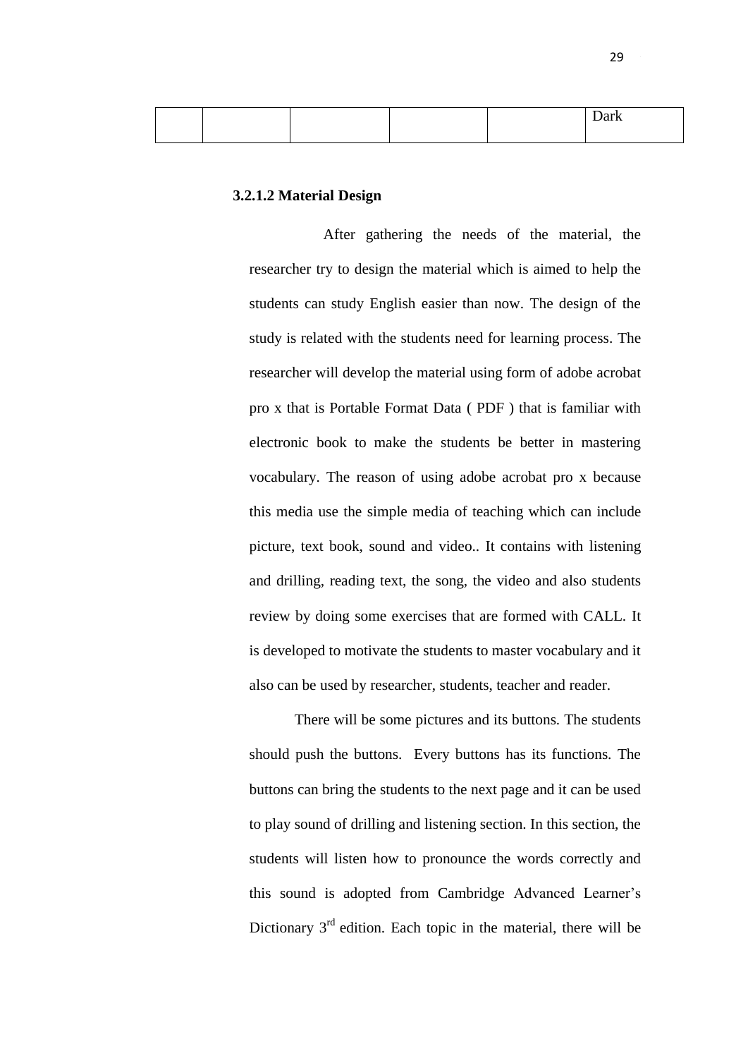| | | | | | Dark |
|---|---|---|---|---|---|

**3.2.1.2 Material Design**

After gathering the needs of the material, the researcher try to design the material which is aimed to help the students can study English easier than now. The design of the study is related with the students need for learning process. The researcher will develop the material using form of adobe acrobat pro x that is Portable Format Data ( PDF ) that is familiar with electronic book to make the students be better in mastering vocabulary. The reason of using adobe acrobat pro x because this media use the simple media of teaching which can include picture, text book, sound and video.. It contains with listening and drilling, reading text, the song, the video and also students review by doing some exercises that are formed with CALL. It is developed to motivate the students to master vocabulary and it also can be used by researcher, students, teacher and reader.

There will be some pictures and its buttons. The students should push the buttons. Every buttons has its functions. The buttons can bring the students to the next page and it can be used to play sound of drilling and listening section. In this section, the students will listen how to pronounce the words correctly and this sound is adopted from Cambridge Advanced Learner's Dictionary 3rd edition. Each topic in the material, there will be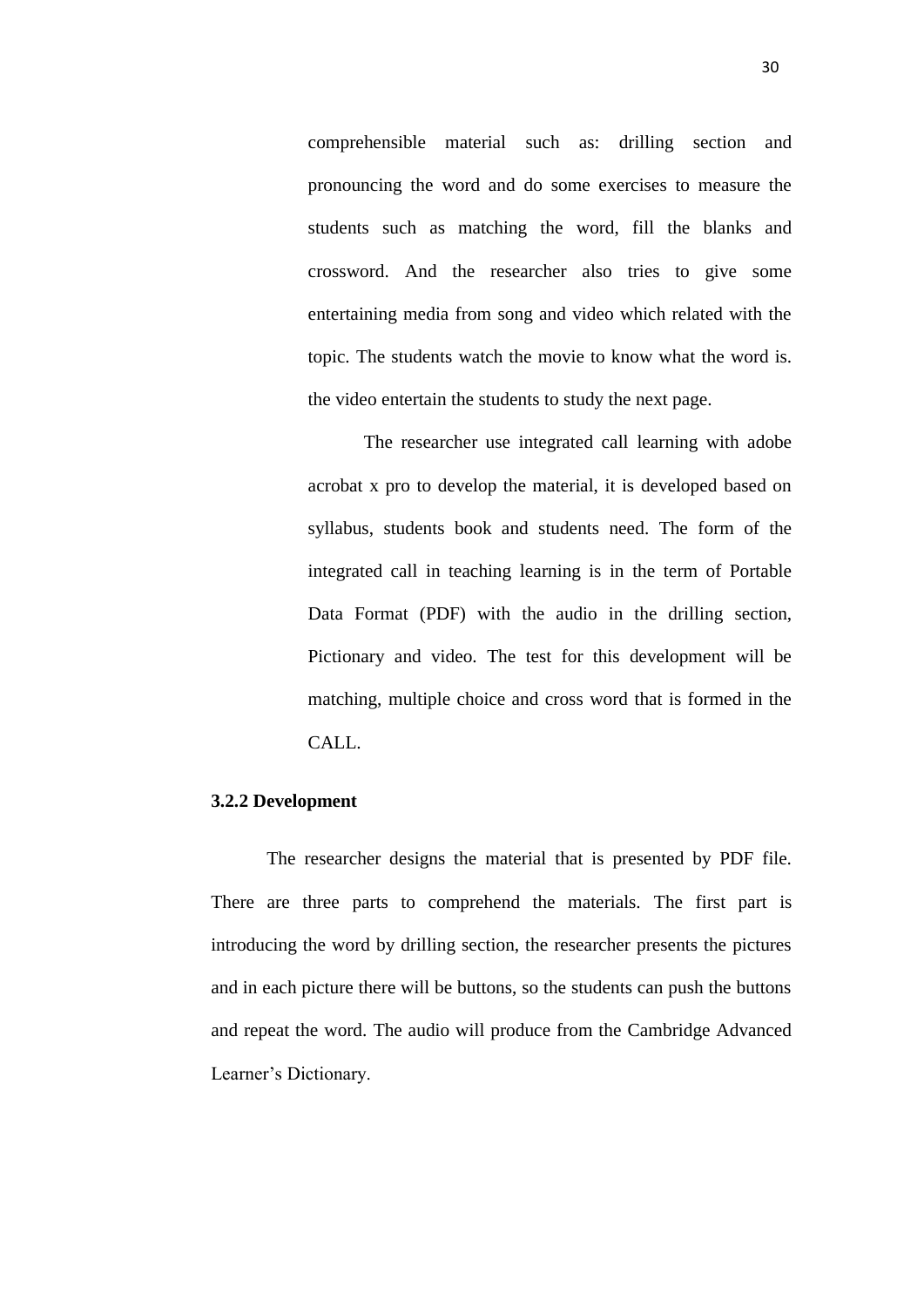comprehensible material such as: drilling section and pronouncing the word and do some exercises to measure the students such as matching the word, fill the blanks and crossword. And the researcher also tries to give some entertaining media from song and video which related with the topic. The students watch the movie to know what the word is. the video entertain the students to study the next page.

The researcher use integrated call learning with adobe acrobat x pro to develop the material, it is developed based on syllabus, students book and students need. The form of the integrated call in teaching learning is in the term of Portable Data Format (PDF) with the audio in the drilling section, Pictionary and video. The test for this development will be matching, multiple choice and cross word that is formed in the CALL.

### 3.2.2 Development

The researcher designs the material that is presented by PDF file. There are three parts to comprehend the materials. The first part is introducing the word by drilling section, the researcher presents the pictures and in each picture there will be buttons, so the students can push the buttons and repeat the word. The audio will produce from the Cambridge Advanced Learner's Dictionary.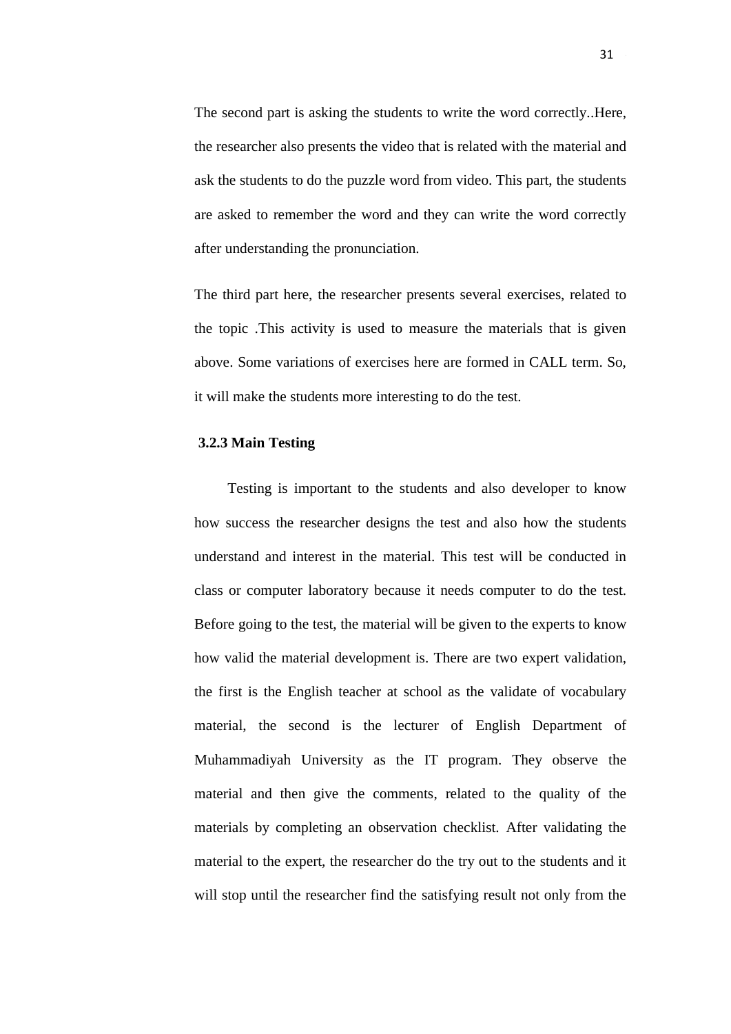The second part is asking the students to write the word correctly..Here, the researcher also presents the video that is related with the material and ask the students to do the puzzle word from video. This part, the students are asked to remember the word and they can write the word correctly after understanding the pronunciation.

The third part here, the researcher presents several exercises, related to the topic .This activity is used to measure the materials that is given above. Some variations of exercises here are formed in CALL term. So, it will make the students more interesting to do the test.

### 3.2.3 Main Testing

Testing is important to the students and also developer to know how success the researcher designs the test and also how the students understand and interest in the material. This test will be conducted in class or computer laboratory because it needs computer to do the test. Before going to the test, the material will be given to the experts to know how valid the material development is. There are two expert validation, the first is the English teacher at school as the validate of vocabulary material, the second is the lecturer of English Department of Muhammadiyah University as the IT program. They observe the material and then give the comments, related to the quality of the materials by completing an observation checklist. After validating the material to the expert, the researcher do the try out to the students and it will stop until the researcher find the satisfying result not only from the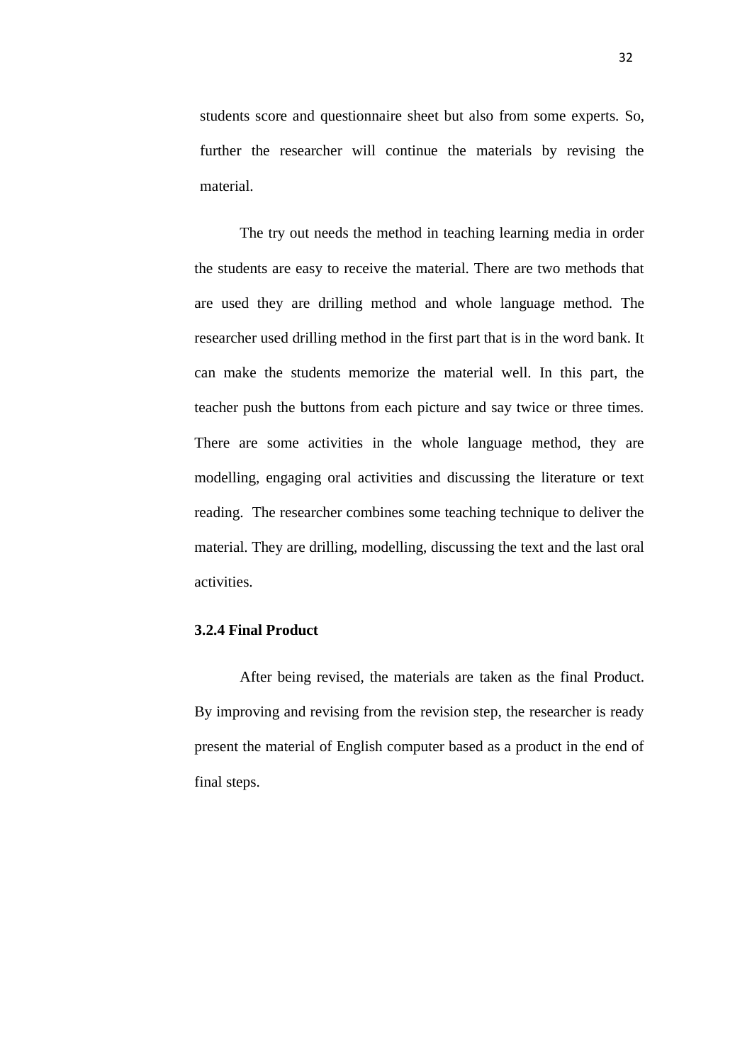students score and questionnaire sheet but also from some experts. So, further the researcher will continue the materials by revising the material.

The try out needs the method in teaching learning media in order the students are easy to receive the material. There are two methods that are used they are drilling method and whole language method. The researcher used drilling method in the first part that is in the word bank. It can make the students memorize the material well. In this part, the teacher push the buttons from each picture and say twice or three times. There are some activities in the whole language method, they are modelling, engaging oral activities and discussing the literature or text reading.  The researcher combines some teaching technique to deliver the material. They are drilling, modelling, discussing the text and the last oral activities.

### 3.2.4 Final Product

After being revised, the materials are taken as the final Product. By improving and revising from the revision step, the researcher is ready present the material of English computer based as a product in the end of final steps.